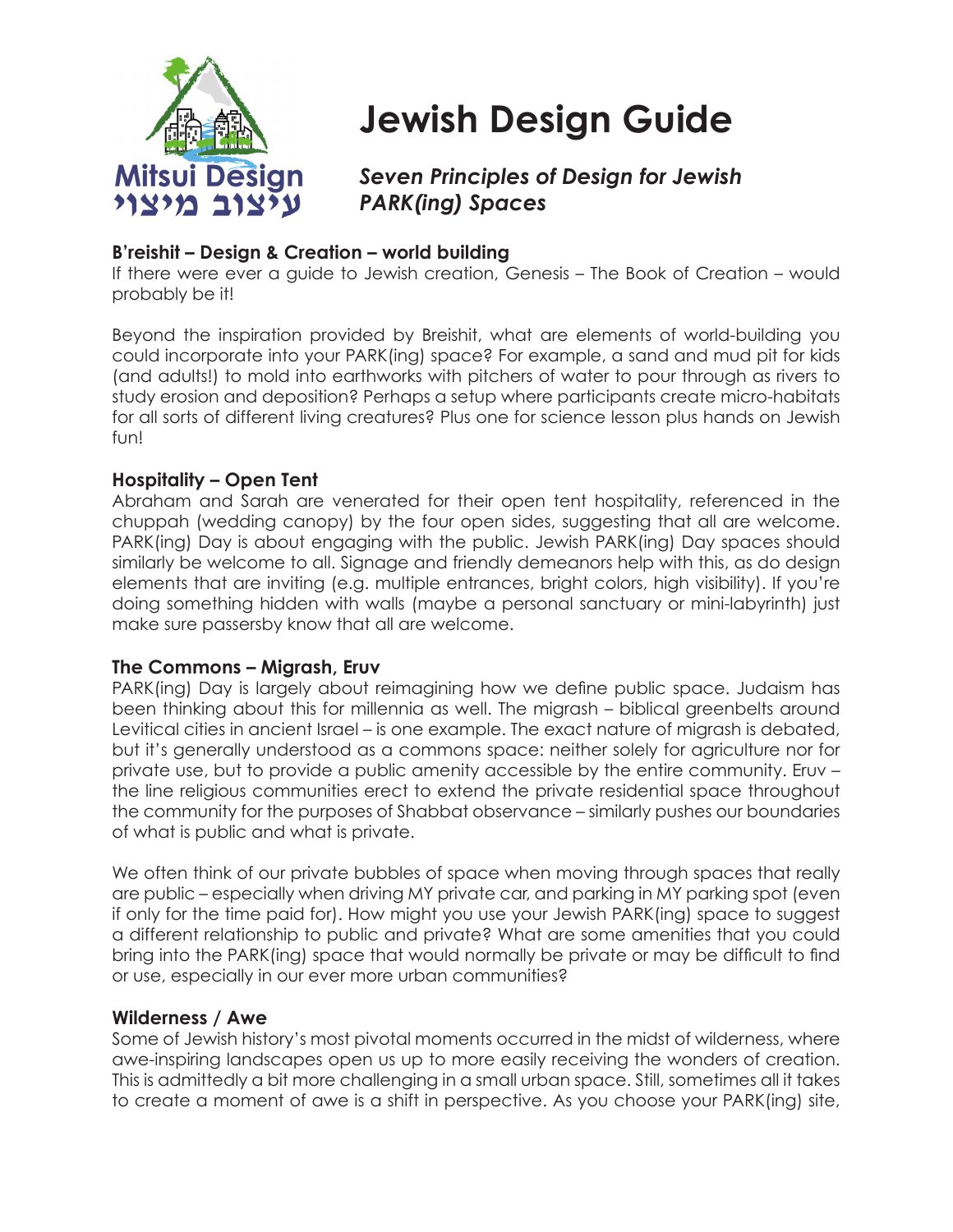Mitsui Design

עיצוב מיצוי

# Jewish Design Guide

## *Seven Principles of Design for Jewish PARK(ing) Spaces*

### B'reishit – Design & Creation – world building

If there were ever a guide to Jewish creation, Genesis – The Book of Creation – would probably be it!

Beyond the inspiration provided by Breishit, what are elements of world-building you could incorporate into your PARK(ing) space? For example, a sand and mud pit for kids (and adults!) to mold into earthworks with pitchers of water to pour through as rivers to study erosion and deposition? Perhaps a setup where participants create micro-habitats for all sorts of different living creatures? Plus one for science lesson plus hands on Jewish fun!

### Hospitality – Open Tent

Abraham and Sarah are venerated for their open tent hospitality, referenced in the chuppah (wedding canopy) by the four open sides, suggesting that all are welcome. PARK(ing) Day is about engaging with the public. Jewish PARK(ing) Day spaces should similarly be welcome to all. Signage and friendly demeanors help with this, as do design elements that are inviting (e.g. multiple entrances, bright colors, high visibility). If you're doing something hidden with walls (maybe a personal sanctuary or mini-labyrinth) just make sure passersby know that all are welcome.

### The Commons – Migrash, Eruv

PARK(ing) Day is largely about reimagining how we define public space. Judaism has been thinking about this for millennia as well. The migrash – biblical greenbelts around Levitical cities in ancient Israel – is one example. The exact nature of migrash is debated, but it's generally understood as a commons space: neither solely for agriculture nor for private use, but to provide a public amenity accessible by the entire community. Eruv – the line religious communities erect to extend the private residential space throughout the community for the purposes of Shabbat observance – similarly pushes our boundaries of what is public and what is private.

We often think of our private bubbles of space when moving through spaces that really are public – especially when driving MY private car, and parking in MY parking spot (even if only for the time paid for). How might you use your Jewish PARK(ing) space to suggest a different relationship to public and private? What are some amenities that you could bring into the PARK(ing) space that would normally be private or may be difficult to find or use, especially in our ever more urban communities?

### Wilderness / Awe

Some of Jewish history's most pivotal moments occurred in the midst of wilderness, where awe-inspiring landscapes open us up to more easily receiving the wonders of creation. This is admittedly a bit more challenging in a small urban space. Still, sometimes all it takes to create a moment of awe is a shift in perspective. As you choose your PARK(ing) site,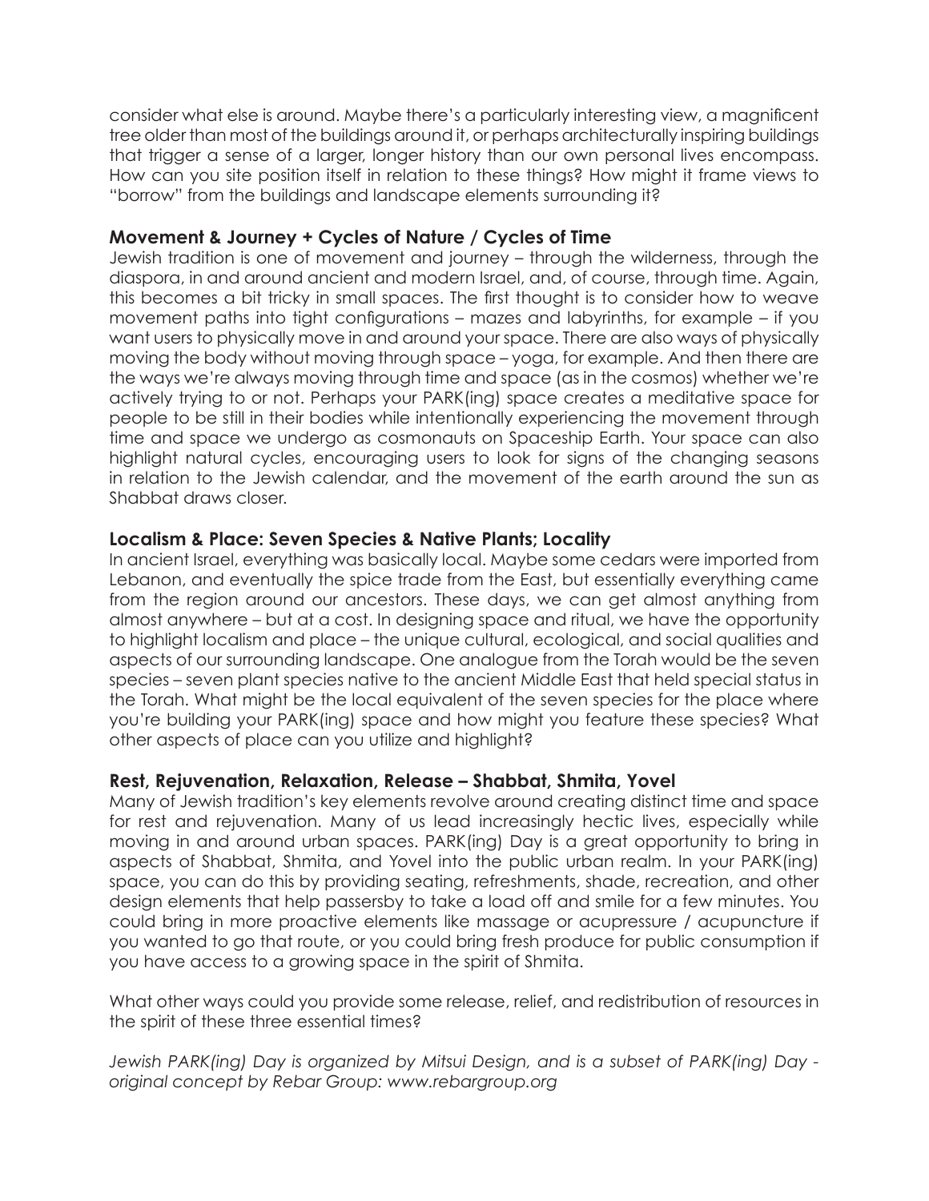consider what else is around. Maybe there's a particularly interesting view, a magnificent tree older than most of the buildings around it, or perhaps architecturally inspiring buildings that trigger a sense of a larger, longer history than our own personal lives encompass. How can you site position itself in relation to these things? How might it frame views to "borrow" from the buildings and landscape elements surrounding it?

### Movement & Journey + Cycles of Nature / Cycles of Time

Jewish tradition is one of movement and journey – through the wilderness, through the diaspora, in and around ancient and modern Israel, and, of course, through time. Again, this becomes a bit tricky in small spaces. The first thought is to consider how to weave movement paths into tight configurations – mazes and labyrinths, for example – if you want users to physically move in and around your space. There are also ways of physically moving the body without moving through space – yoga, for example. And then there are the ways we're always moving through time and space (as in the cosmos) whether we're actively trying to or not. Perhaps your PARK(ing) space creates a meditative space for people to be still in their bodies while intentionally experiencing the movement through time and space we undergo as cosmonauts on Spaceship Earth. Your space can also highlight natural cycles, encouraging users to look for signs of the changing seasons in relation to the Jewish calendar, and the movement of the earth around the sun as Shabbat draws closer.

### Localism & Place: Seven Species & Native Plants; Locality

In ancient Israel, everything was basically local. Maybe some cedars were imported from Lebanon, and eventually the spice trade from the East, but essentially everything came from the region around our ancestors. These days, we can get almost anything from almost anywhere – but at a cost. In designing space and ritual, we have the opportunity to highlight localism and place – the unique cultural, ecological, and social qualities and aspects of our surrounding landscape. One analogue from the Torah would be the seven species – seven plant species native to the ancient Middle East that held special status in the Torah. What might be the local equivalent of the seven species for the place where you're building your PARK(ing) space and how might you feature these species? What other aspects of place can you utilize and highlight?

### Rest, Rejuvenation, Relaxation, Release – Shabbat, Shmita, Yovel

Many of Jewish tradition's key elements revolve around creating distinct time and space for rest and rejuvenation. Many of us lead increasingly hectic lives, especially while moving in and around urban spaces. PARK(ing) Day is a great opportunity to bring in aspects of Shabbat, Shmita, and Yovel into the public urban realm. In your PARK(ing) space, you can do this by providing seating, refreshments, shade, recreation, and other design elements that help passersby to take a load off and smile for a few minutes. You could bring in more proactive elements like massage or acupressure / acupuncture if you wanted to go that route, or you could bring fresh produce for public consumption if you have access to a growing space in the spirit of Shmita.

What other ways could you provide some release, relief, and redistribution of resources in the spirit of these three essential times?

*Jewish PARK(ing) Day is organized by Mitsui Design, and is a subset of PARK(ing) Day - original concept by Rebar Group: www.rebargroup.org*